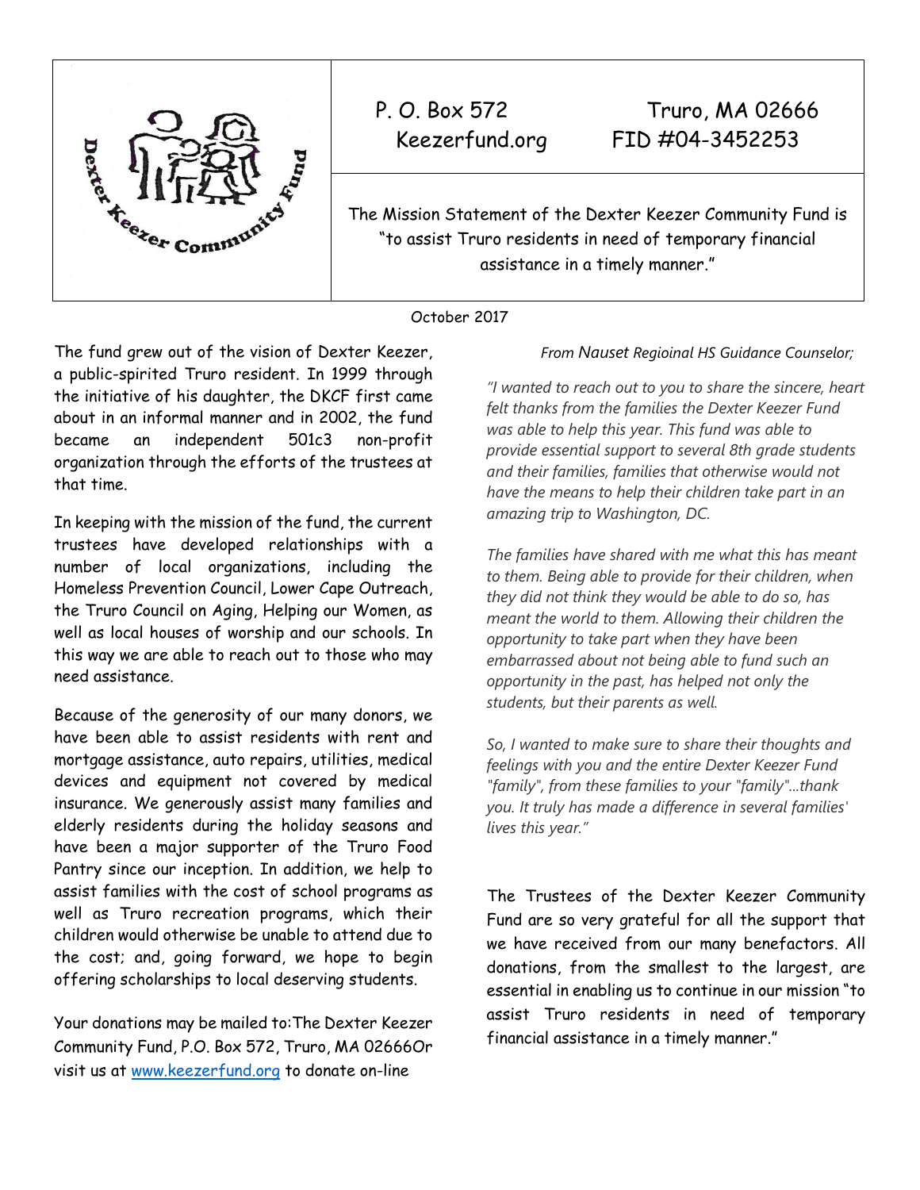Dexter Keezer Community Fund

P. O. Box 572 Truro, MA 02666
Keezerfund.org FID #04-3452253

The Mission Statement of the Dexter Keezer Community Fund is "to assist Truro residents in need of temporary financial assistance in a timely manner."

October 2017

The fund grew out of the vision of Dexter Keezer, a public-spirited Truro resident. In 1999 through the initiative of his daughter, the DKCF first came about in an informal manner and in 2002, the fund became an independent 501c3 non-profit organization through the efforts of the trustees at that time.

In keeping with the mission of the fund, the current trustees have developed relationships with a number of local organizations, including the Homeless Prevention Council, Lower Cape Outreach, the Truro Council on Aging, Helping our Women, as well as local houses of worship and our schools. In this way we are able to reach out to those who may need assistance.

Because of the generosity of our many donors, we have been able to assist residents with rent and mortgage assistance, auto repairs, utilities, medical devices and equipment not covered by medical insurance. We generously assist many families and elderly residents during the holiday seasons and have been a major supporter of the Truro Food Pantry since our inception. In addition, we help to assist families with the cost of school programs as well as Truro recreation programs, which their children would otherwise be unable to attend due to the cost; and, going forward, we hope to begin offering scholarships to local deserving students.

Your donations may be mailed to:The Dexter Keezer Community Fund, P.O. Box 572, Truro, MA 02666Or visit us at www.keezerfund.org to donate on-line

*From Nauset Regioinal HS Guidance Counselor;*

*"I wanted to reach out to you to share the sincere, heart felt thanks from the families the Dexter Keezer Fund was able to help this year. This fund was able to provide essential support to several 8th grade students and their families, families that otherwise would not have the means to help their children take part in an amazing trip to Washington, DC.*

*The families have shared with me what this has meant to them. Being able to provide for their children, when they did not think they would be able to do so, has meant the world to them. Allowing their children the opportunity to take part when they have been embarrassed about not being able to fund such an opportunity in the past, has helped not only the students, but their parents as well.*

*So, I wanted to make sure to share their thoughts and feelings with you and the entire Dexter Keezer Fund "family", from these families to your "family"...thank you. It truly has made a difference in several families' lives this year."*

The Trustees of the Dexter Keezer Community Fund are so very grateful for all the support that we have received from our many benefactors. All donations, from the smallest to the largest, are essential in enabling us to continue in our mission "to assist Truro residents in need of temporary financial assistance in a timely manner."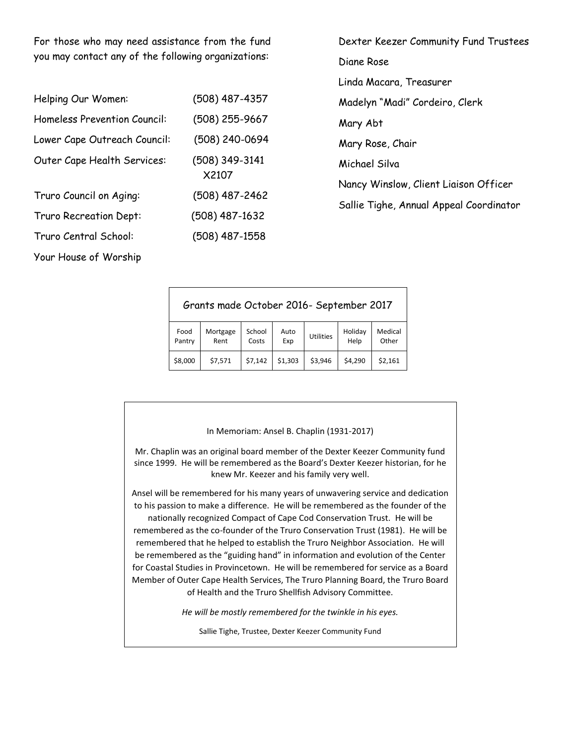For those who may need assistance from the fund you may contact any of the following organizations:

| | |
|---|---|
| Helping Our Women: | (508) 487-4357 |
| Homeless Prevention Council: | (508) 255-9667 |
| Lower Cape Outreach Council: | (508) 240-0694 |
| Outer Cape Health Services: | (508) 349-3141 X2107 |
| Truro Council on Aging: | (508) 487-2462 |
| Truro Recreation Dept: | (508) 487-1632 |
| Truro Central School: | (508) 487-1558 |
| Your House of Worship | |

Dexter Keezer Community Fund Trustees

Diane Rose

Linda Macara, Treasurer

Madelyn "Madi" Cordeiro, Clerk

Mary Abt

Mary Rose, Chair

Michael Silva

Nancy Winslow, Client Liaison Officer

Sallie Tighe, Annual Appeal Coordinator

Grants made October 2016- September 2017

| Food Pantry | Mortgage Rent | School Costs | Auto Exp | Utilities | Holiday Help | Medical Other |
|---|---|---|---|---|---|---|
| $8,000 | $7,571 | $7,142 | $1,303 | $3,946 | $4,290 | $2,161 |

In Memoriam: Ansel B. Chaplin (1931-2017)

Mr. Chaplin was an original board member of the Dexter Keezer Community fund since 1999. He will be remembered as the Board's Dexter Keezer historian, for he knew Mr. Keezer and his family very well.

Ansel will be remembered for his many years of unwavering service and dedication to his passion to make a difference. He will be remembered as the founder of the nationally recognized Compact of Cape Cod Conservation Trust. He will be remembered as the co-founder of the Truro Conservation Trust (1981). He will be remembered that he helped to establish the Truro Neighbor Association. He will be remembered as the "guiding hand" in information and evolution of the Center for Coastal Studies in Provincetown. He will be remembered for service as a Board Member of Outer Cape Health Services, The Truro Planning Board, the Truro Board of Health and the Truro Shellfish Advisory Committee.

*He will be mostly remembered for the twinkle in his eyes.*

Sallie Tighe, Trustee, Dexter Keezer Community Fund